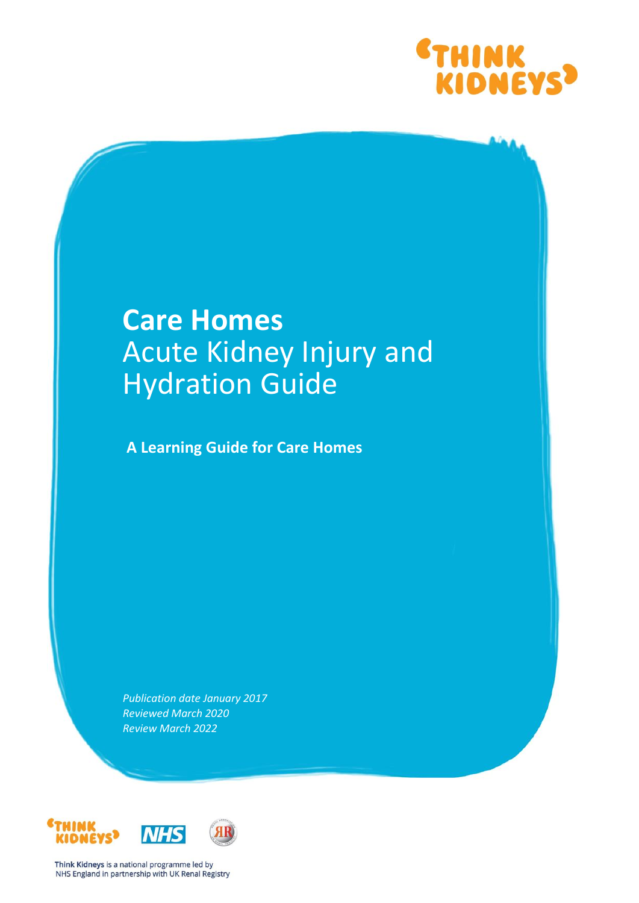# Care Homes
## Acute Kidney Injury and Hydration Guide

**A Learning Guide for Care Homes**

*Publication date January 2017*
*Reviewed March 2020*
*Review March 2022*

Think Kidneys is a national programme led by NHS England in partnership with UK Renal Registry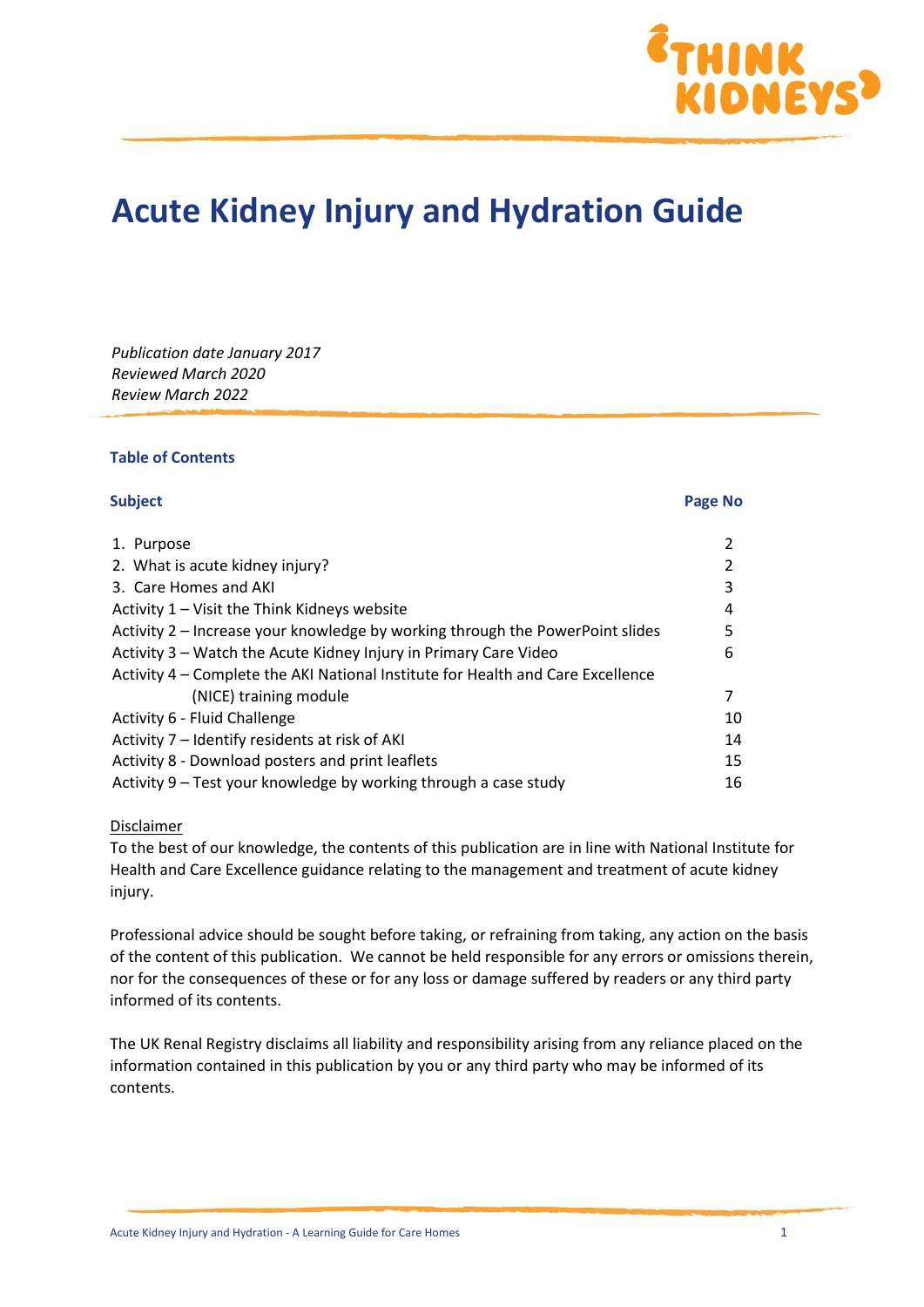# Acute Kidney Injury and Hydration Guide

*Publication date January 2017*
*Reviewed March 2020*
*Review March 2022*

### Table of Contents

| Subject | Page No |
|---|---|
| 1. Purpose | 2 |
| 2. What is acute kidney injury? | 2 |
| 3. Care Homes and AKI | 3 |
| Activity 1 – Visit the Think Kidneys website | 4 |
| Activity 2 – Increase your knowledge by working through the PowerPoint slides | 5 |
| Activity 3 – Watch the Acute Kidney Injury in Primary Care Video | 6 |
| Activity 4 – Complete the AKI National Institute for Health and Care Excellence (NICE) training module | 7 |
| Activity 6 - Fluid Challenge | 10 |
| Activity 7 – Identify residents at risk of AKI | 14 |
| Activity 8 - Download posters and print leaflets | 15 |
| Activity 9 – Test your knowledge by working through a case study | 16 |

<u>Disclaimer</u>

To the best of our knowledge, the contents of this publication are in line with National Institute for Health and Care Excellence guidance relating to the management and treatment of acute kidney injury.

Professional advice should be sought before taking, or refraining from taking, any action on the basis of the content of this publication. We cannot be held responsible for any errors or omissions therein, nor for the consequences of these or for any loss or damage suffered by readers or any third party informed of its contents.

The UK Renal Registry disclaims all liability and responsibility arising from any reliance placed on the information contained in this publication by you or any third party who may be informed of its contents.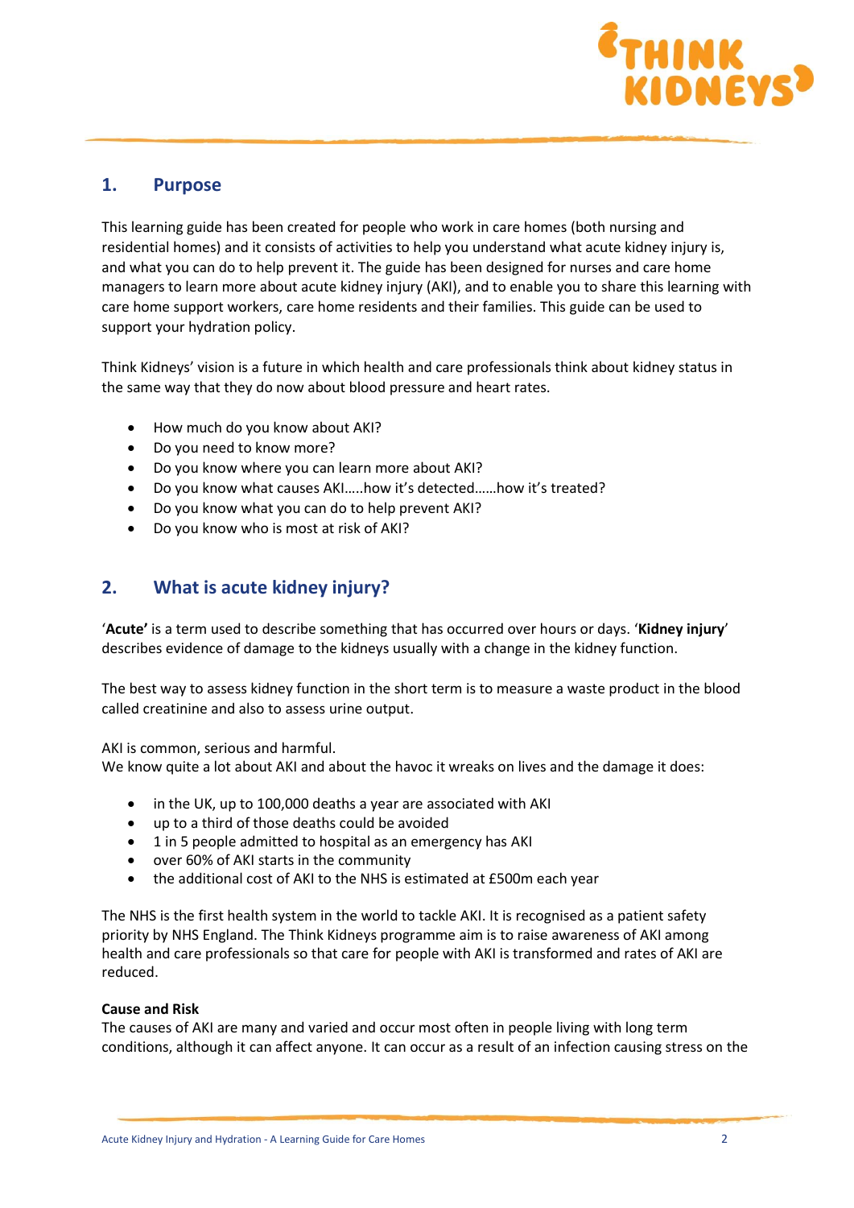## 1. Purpose

This learning guide has been created for people who work in care homes (both nursing and residential homes) and it consists of activities to help you understand what acute kidney injury is, and what you can do to help prevent it. The guide has been designed for nurses and care home managers to learn more about acute kidney injury (AKI), and to enable you to share this learning with care home support workers, care home residents and their families. This guide can be used to support your hydration policy.

Think Kidneys' vision is a future in which health and care professionals think about kidney status in the same way that they do now about blood pressure and heart rates.

- How much do you know about AKI?
- Do you need to know more?
- Do you know where you can learn more about AKI?
- Do you know what causes AKI…..how it's detected……how it's treated?
- Do you know what you can do to help prevent AKI?
- Do you know who is most at risk of AKI?

## 2. What is acute kidney injury?

'**Acute**' is a term used to describe something that has occurred over hours or days. '**Kidney injury**' describes evidence of damage to the kidneys usually with a change in the kidney function.

The best way to assess kidney function in the short term is to measure a waste product in the blood called creatinine and also to assess urine output.

AKI is common, serious and harmful.
We know quite a lot about AKI and about the havoc it wreaks on lives and the damage it does:

- in the UK, up to 100,000 deaths a year are associated with AKI
- up to a third of those deaths could be avoided
- 1 in 5 people admitted to hospital as an emergency has AKI
- over 60% of AKI starts in the community
- the additional cost of AKI to the NHS is estimated at £500m each year

The NHS is the first health system in the world to tackle AKI. It is recognised as a patient safety priority by NHS England. The Think Kidneys programme aim is to raise awareness of AKI among health and care professionals so that care for people with AKI is transformed and rates of AKI are reduced.

**Cause and Risk**
The causes of AKI are many and varied and occur most often in people living with long term conditions, although it can affect anyone. It can occur as a result of an infection causing stress on the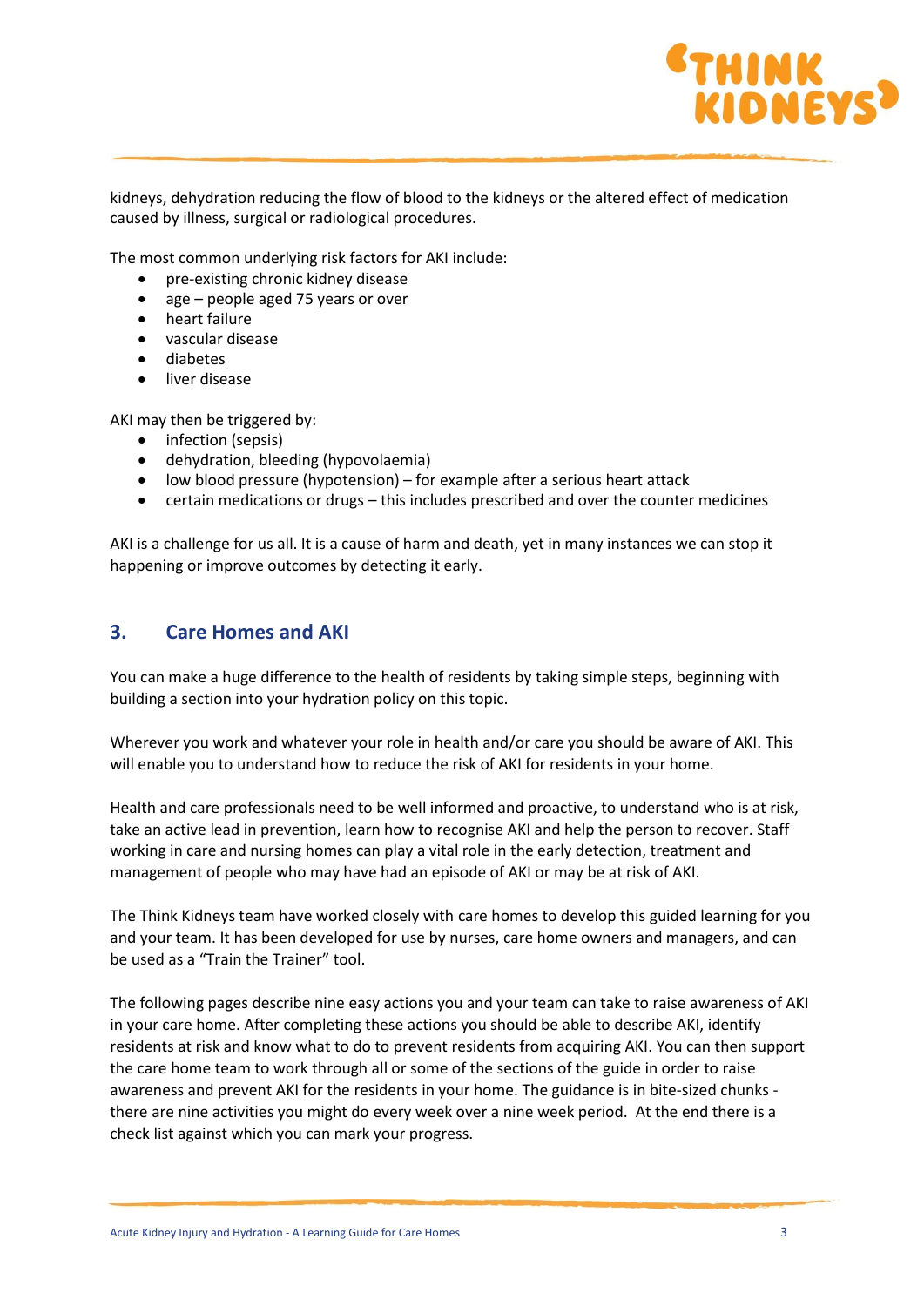kidneys, dehydration reducing the flow of blood to the kidneys or the altered effect of medication caused by illness, surgical or radiological procedures.

The most common underlying risk factors for AKI include:

- pre-existing chronic kidney disease
- age – people aged 75 years or over
- heart failure
- vascular disease
- diabetes
- liver disease

AKI may then be triggered by:

- infection (sepsis)
- dehydration, bleeding (hypovolaemia)
- low blood pressure (hypotension) – for example after a serious heart attack
- certain medications or drugs – this includes prescribed and over the counter medicines

AKI is a challenge for us all. It is a cause of harm and death, yet in many instances we can stop it happening or improve outcomes by detecting it early.

## 3. Care Homes and AKI

You can make a huge difference to the health of residents by taking simple steps, beginning with building a section into your hydration policy on this topic.

Wherever you work and whatever your role in health and/or care you should be aware of AKI. This will enable you to understand how to reduce the risk of AKI for residents in your home.

Health and care professionals need to be well informed and proactive, to understand who is at risk, take an active lead in prevention, learn how to recognise AKI and help the person to recover. Staff working in care and nursing homes can play a vital role in the early detection, treatment and management of people who may have had an episode of AKI or may be at risk of AKI.

The Think Kidneys team have worked closely with care homes to develop this guided learning for you and your team. It has been developed for use by nurses, care home owners and managers, and can be used as a "Train the Trainer" tool.

The following pages describe nine easy actions you and your team can take to raise awareness of AKI in your care home. After completing these actions you should be able to describe AKI, identify residents at risk and know what to do to prevent residents from acquiring AKI. You can then support the care home team to work through all or some of the sections of the guide in order to raise awareness and prevent AKI for the residents in your home. The guidance is in bite-sized chunks - there are nine activities you might do every week over a nine week period. At the end there is a check list against which you can mark your progress.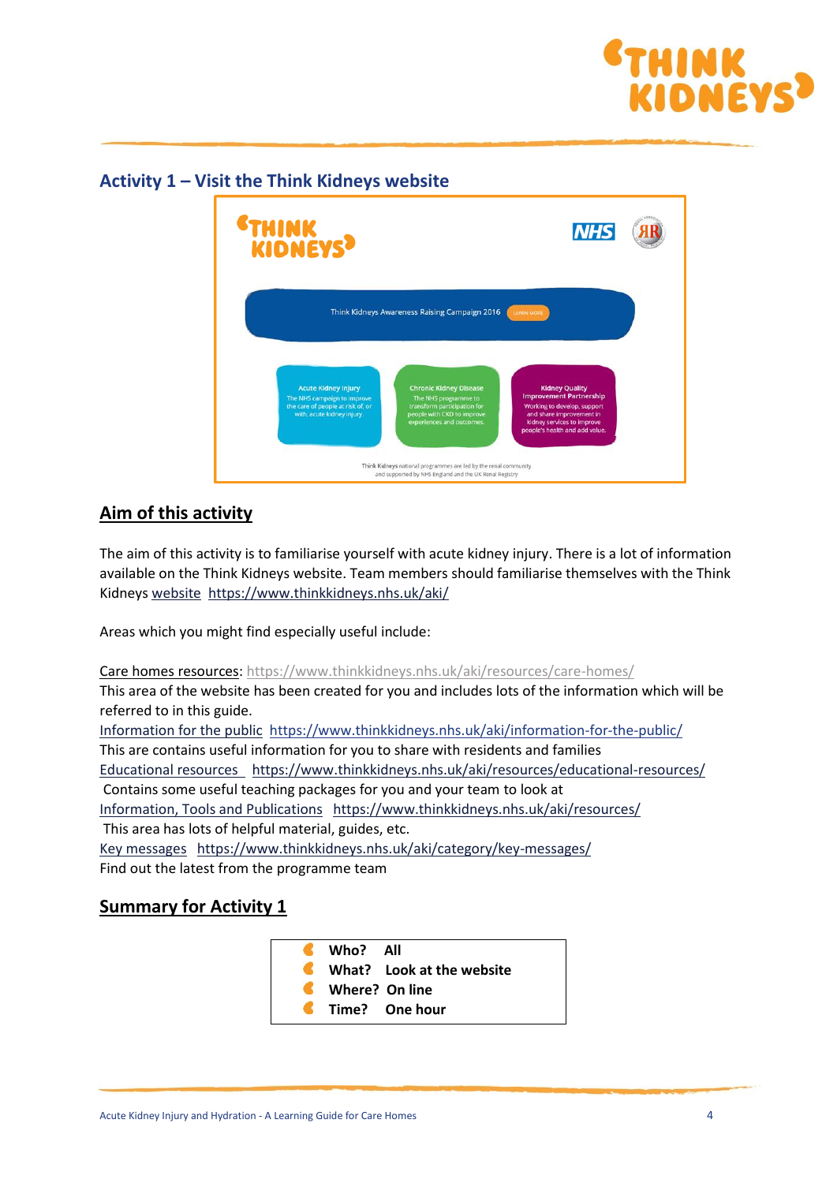## Activity 1 – Visit the Think Kidneys website

## Aim of this activity

The aim of this activity is to familiarise yourself with acute kidney injury. There is a lot of information available on the Think Kidneys website. Team members should familiarise themselves with the Think Kidneys website https://www.thinkkidneys.nhs.uk/aki/

Areas which you might find especially useful include:

Care homes resources: https://www.thinkkidneys.nhs.uk/aki/resources/care-homes/
This area of the website has been created for you and includes lots of the information which will be referred to in this guide.
Information for the public https://www.thinkkidneys.nhs.uk/aki/information-for-the-public/
This are contains useful information for you to share with residents and families
Educational resources https://www.thinkkidneys.nhs.uk/aki/resources/educational-resources/
Contains some useful teaching packages for you and your team to look at
Information, Tools and Publications https://www.thinkkidneys.nhs.uk/aki/resources/
This area has lots of helpful material, guides, etc.
Key messages https://www.thinkkidneys.nhs.uk/aki/category/key-messages/
Find out the latest from the programme team

## Summary for Activity 1

- **Who?** All
- **What?** Look at the website
- **Where?** On line
- **Time?** One hour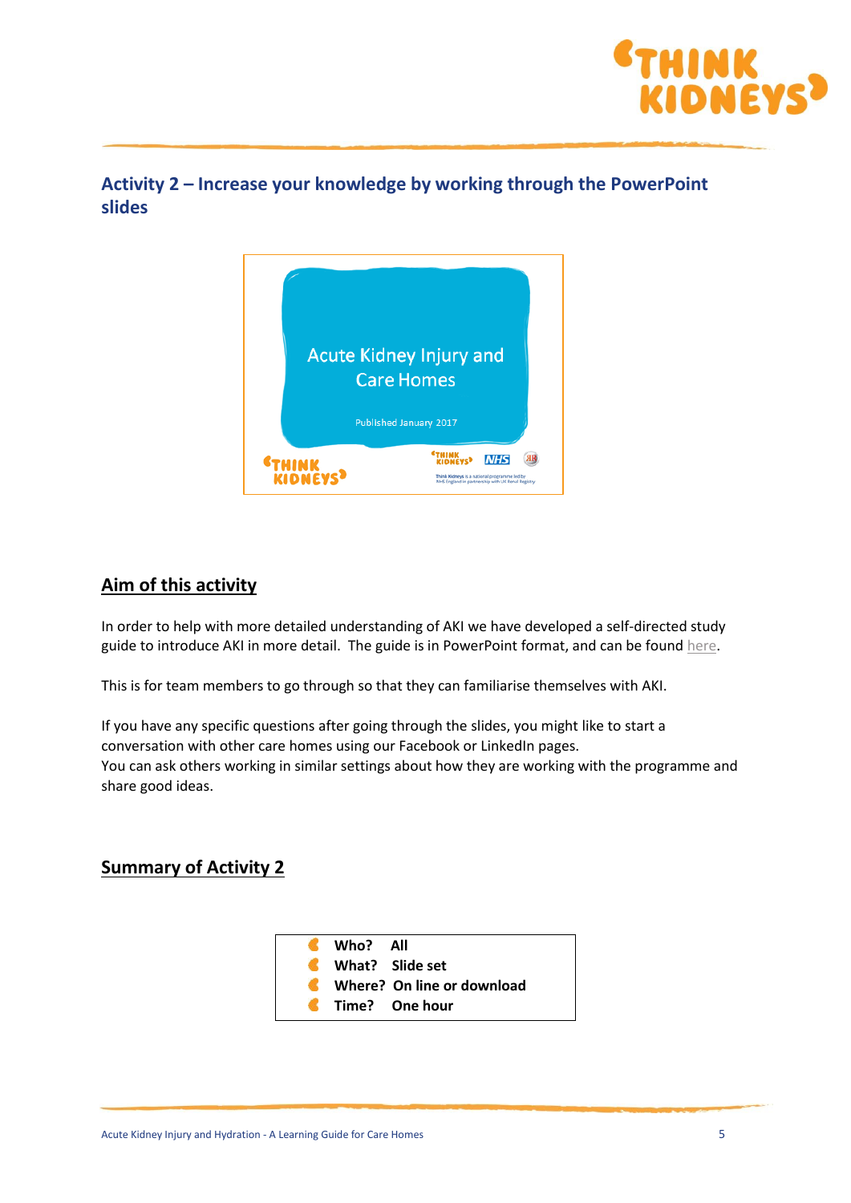## Activity 2 – Increase your knowledge by working through the PowerPoint slides

### Aim of this activity

In order to help with more detailed understanding of AKI we have developed a self-directed study guide to introduce AKI in more detail. The guide is in PowerPoint format, and can be found here.

This is for team members to go through so that they can familiarise themselves with AKI.

If you have any specific questions after going through the slides, you might like to start a conversation with other care homes using our Facebook or LinkedIn pages.
You can ask others working in similar settings about how they are working with the programme and share good ideas.

### Summary of Activity 2

- **Who?** **All**
- **What?** **Slide set**
- **Where?** **On line or download**
- **Time?** **One hour**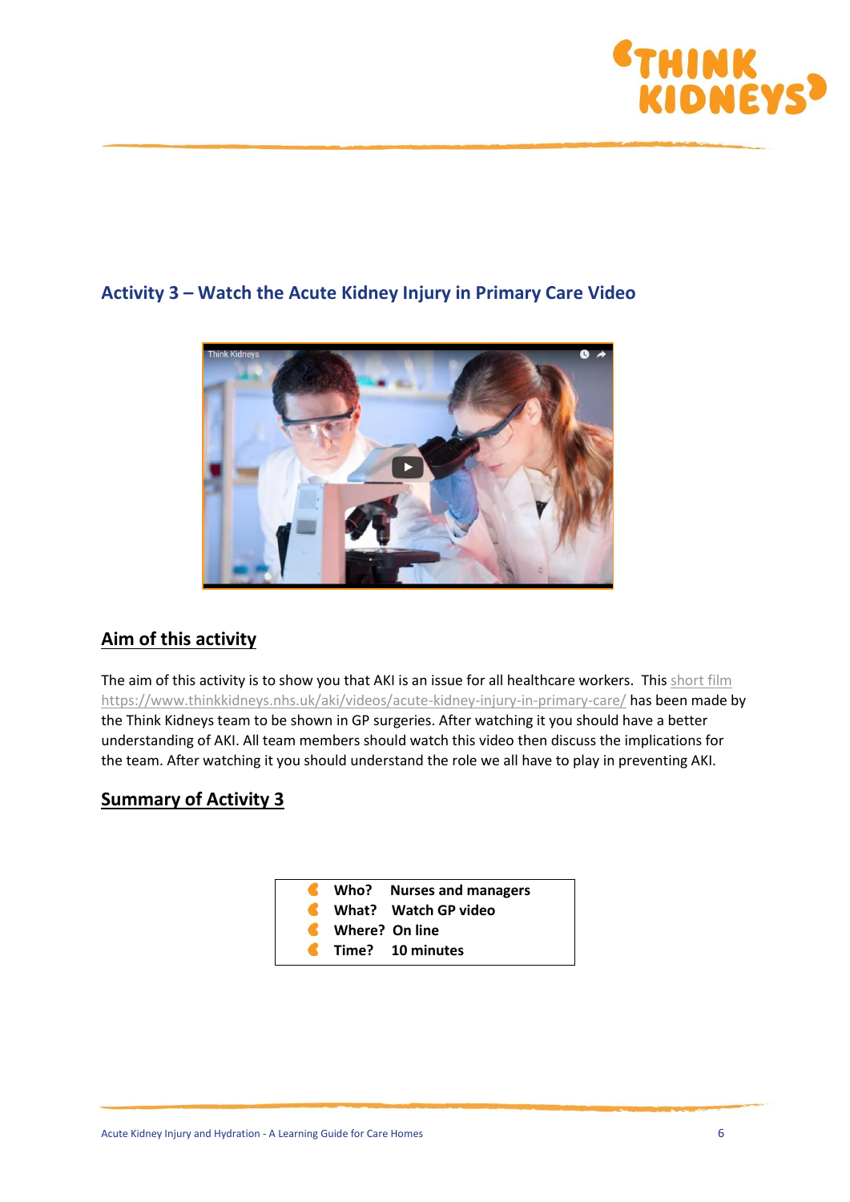## Activity 3 – Watch the Acute Kidney Injury in Primary Care Video

### Aim of this activity

The aim of this activity is to show you that AKI is an issue for all healthcare workers. This short film https://www.thinkkidneys.nhs.uk/aki/videos/acute-kidney-injury-in-primary-care/ has been made by the Think Kidneys team to be shown in GP surgeries. After watching it you should have a better understanding of AKI. All team members should watch this video then discuss the implications for the team. After watching it you should understand the role we all have to play in preventing AKI.

### Summary of Activity 3

- **Who? Nurses and managers**
- **What? Watch GP video**
- **Where? On line**
- **Time? 10 minutes**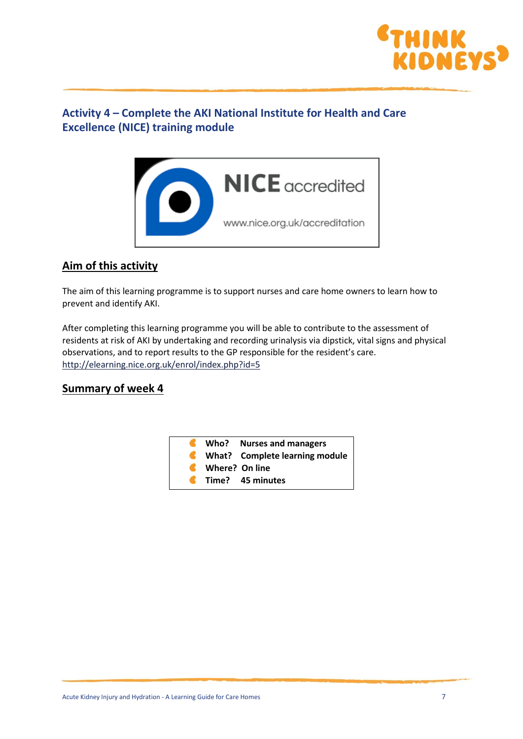## Activity 4 – Complete the AKI National Institute for Health and Care Excellence (NICE) training module

NICE accredited

www.nice.org.uk/accreditation

### Aim of this activity

The aim of this learning programme is to support nurses and care home owners to learn how to prevent and identify AKI.

After completing this learning programme you will be able to contribute to the assessment of residents at risk of AKI by undertaking and recording urinalysis via dipstick, vital signs and physical observations, and to report results to the GP responsible for the resident's care.
http://elearning.nice.org.uk/enrol/index.php?id=5

### Summary of week 4

- **Who?** **Nurses and managers**
- **What?** **Complete learning module**
- **Where?** **On line**
- **Time?** **45 minutes**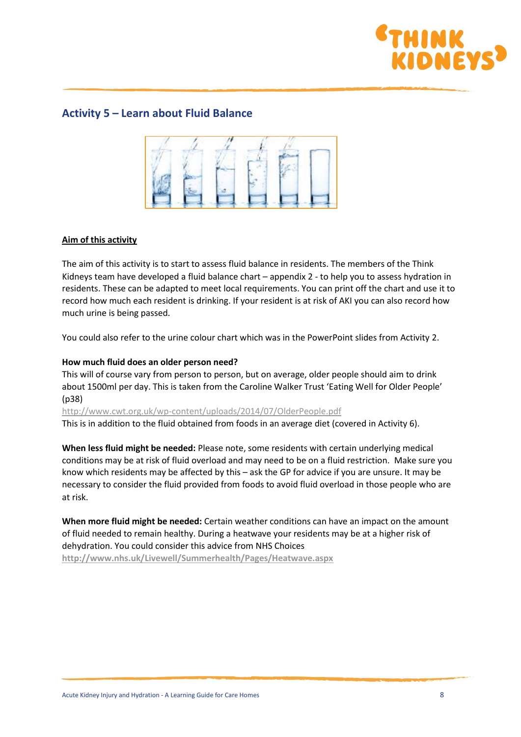## Activity 5 – Learn about Fluid Balance

**Aim of this activity**

The aim of this activity is to start to assess fluid balance in residents. The members of the Think Kidneys team have developed a fluid balance chart – appendix 2 - to help you to assess hydration in residents. These can be adapted to meet local requirements. You can print off the chart and use it to record how much each resident is drinking. If your resident is at risk of AKI you can also record how much urine is being passed.

You could also refer to the urine colour chart which was in the PowerPoint slides from Activity 2.

**How much fluid does an older person need?**
This will of course vary from person to person, but on average, older people should aim to drink about 1500ml per day. This is taken from the Caroline Walker Trust 'Eating Well for Older People' (p38)
http://www.cwt.org.uk/wp-content/uploads/2014/07/OlderPeople.pdf
This is in addition to the fluid obtained from foods in an average diet (covered in Activity 6).

**When less fluid might be needed:** Please note, some residents with certain underlying medical conditions may be at risk of fluid overload and may need to be on a fluid restriction. Make sure you know which residents may be affected by this – ask the GP for advice if you are unsure. It may be necessary to consider the fluid provided from foods to avoid fluid overload in those people who are at risk.

**When more fluid might be needed:** Certain weather conditions can have an impact on the amount of fluid needed to remain healthy. During a heatwave your residents may be at a higher risk of dehydration. You could consider this advice from NHS Choices
**http://www.nhs.uk/Livewell/Summerhealth/Pages/Heatwave.aspx**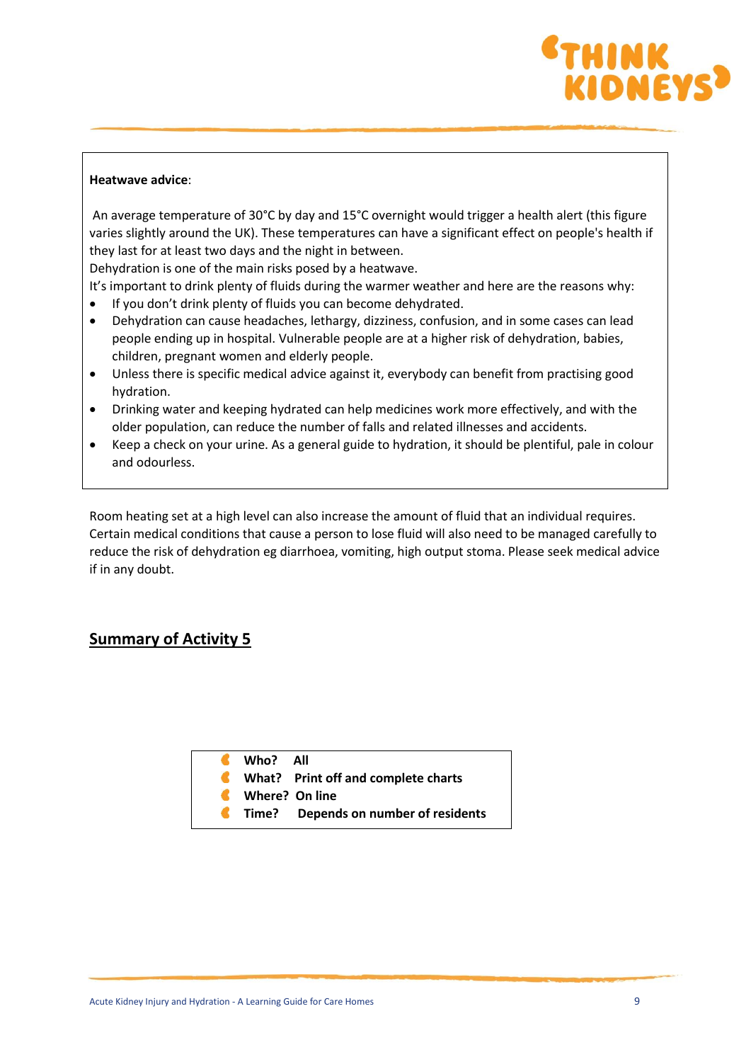**Heatwave advice**:

An average temperature of 30°C by day and 15°C overnight would trigger a health alert (this figure varies slightly around the UK). These temperatures can have a significant effect on people's health if they last for at least two days and the night in between.

Dehydration is one of the main risks posed by a heatwave.

It's important to drink plenty of fluids during the warmer weather and here are the reasons why:

- If you don't drink plenty of fluids you can become dehydrated.
- Dehydration can cause headaches, lethargy, dizziness, confusion, and in some cases can lead people ending up in hospital. Vulnerable people are at a higher risk of dehydration, babies, children, pregnant women and elderly people.
- Unless there is specific medical advice against it, everybody can benefit from practising good hydration.
- Drinking water and keeping hydrated can help medicines work more effectively, and with the older population, can reduce the number of falls and related illnesses and accidents.
- Keep a check on your urine. As a general guide to hydration, it should be plentiful, pale in colour and odourless.

Room heating set at a high level can also increase the amount of fluid that an individual requires. Certain medical conditions that cause a person to lose fluid will also need to be managed carefully to reduce the risk of dehydration eg diarrhoea, vomiting, high output stoma. Please seek medical advice if in any doubt.

## Summary of Activity 5

- **Who? All**
- **What? Print off and complete charts**
- **Where? On line**
- **Time? Depends on number of residents**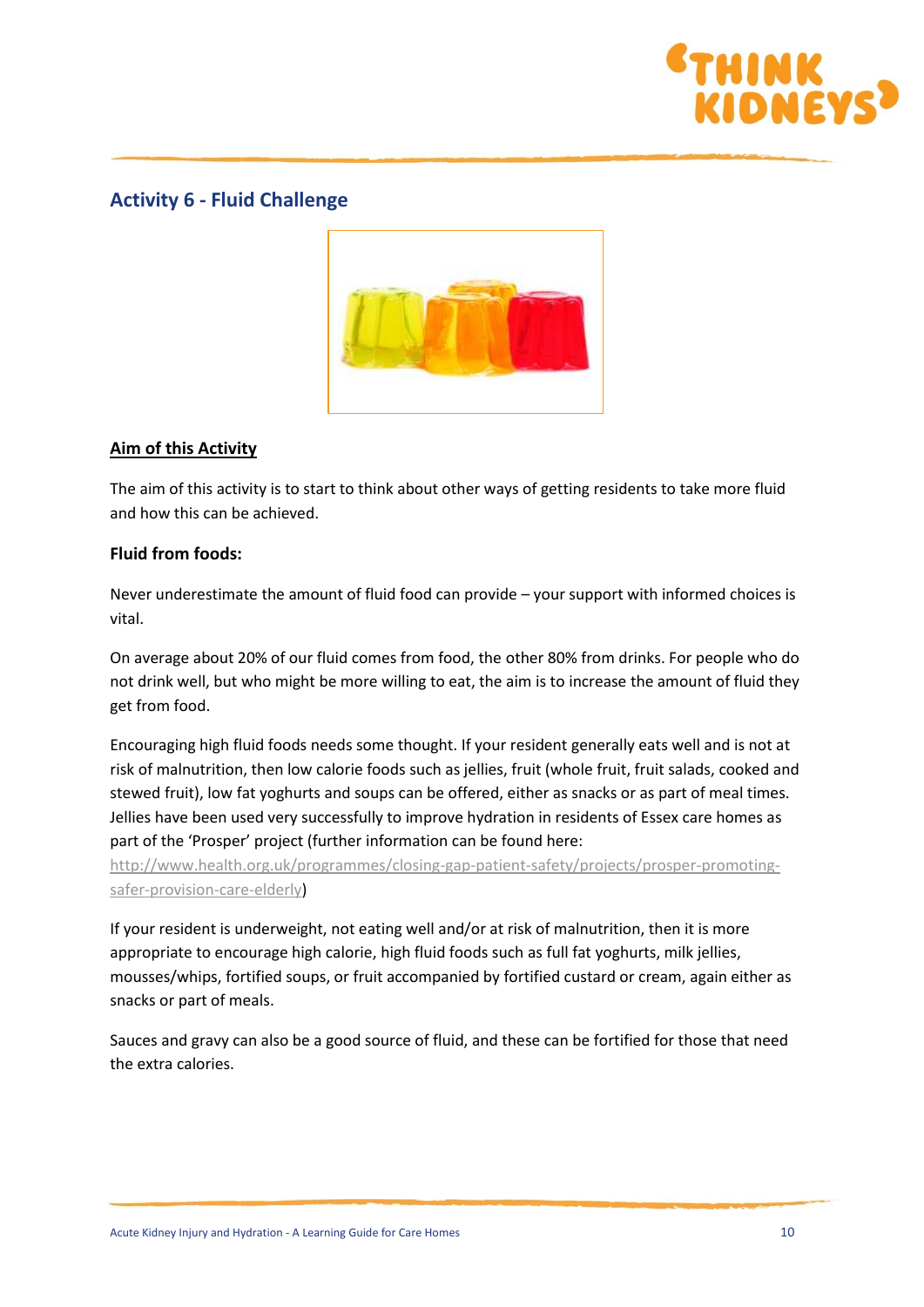## Activity 6 - Fluid Challenge

**Aim of this Activity**

The aim of this activity is to start to think about other ways of getting residents to take more fluid and how this can be achieved.

**Fluid from foods:**

Never underestimate the amount of fluid food can provide – your support with informed choices is vital.

On average about 20% of our fluid comes from food, the other 80% from drinks. For people who do not drink well, but who might be more willing to eat, the aim is to increase the amount of fluid they get from food.

Encouraging high fluid foods needs some thought. If your resident generally eats well and is not at risk of malnutrition, then low calorie foods such as jellies, fruit (whole fruit, fruit salads, cooked and stewed fruit), low fat yoghurts and soups can be offered, either as snacks or as part of meal times. Jellies have been used very successfully to improve hydration in residents of Essex care homes as part of the 'Prosper' project (further information can be found here: http://www.health.org.uk/programmes/closing-gap-patient-safety/projects/prosper-promoting-safer-provision-care-elderly)

If your resident is underweight, not eating well and/or at risk of malnutrition, then it is more appropriate to encourage high calorie, high fluid foods such as full fat yoghurts, milk jellies, mousses/whips, fortified soups, or fruit accompanied by fortified custard or cream, again either as snacks or part of meals.

Sauces and gravy can also be a good source of fluid, and these can be fortified for those that need the extra calories.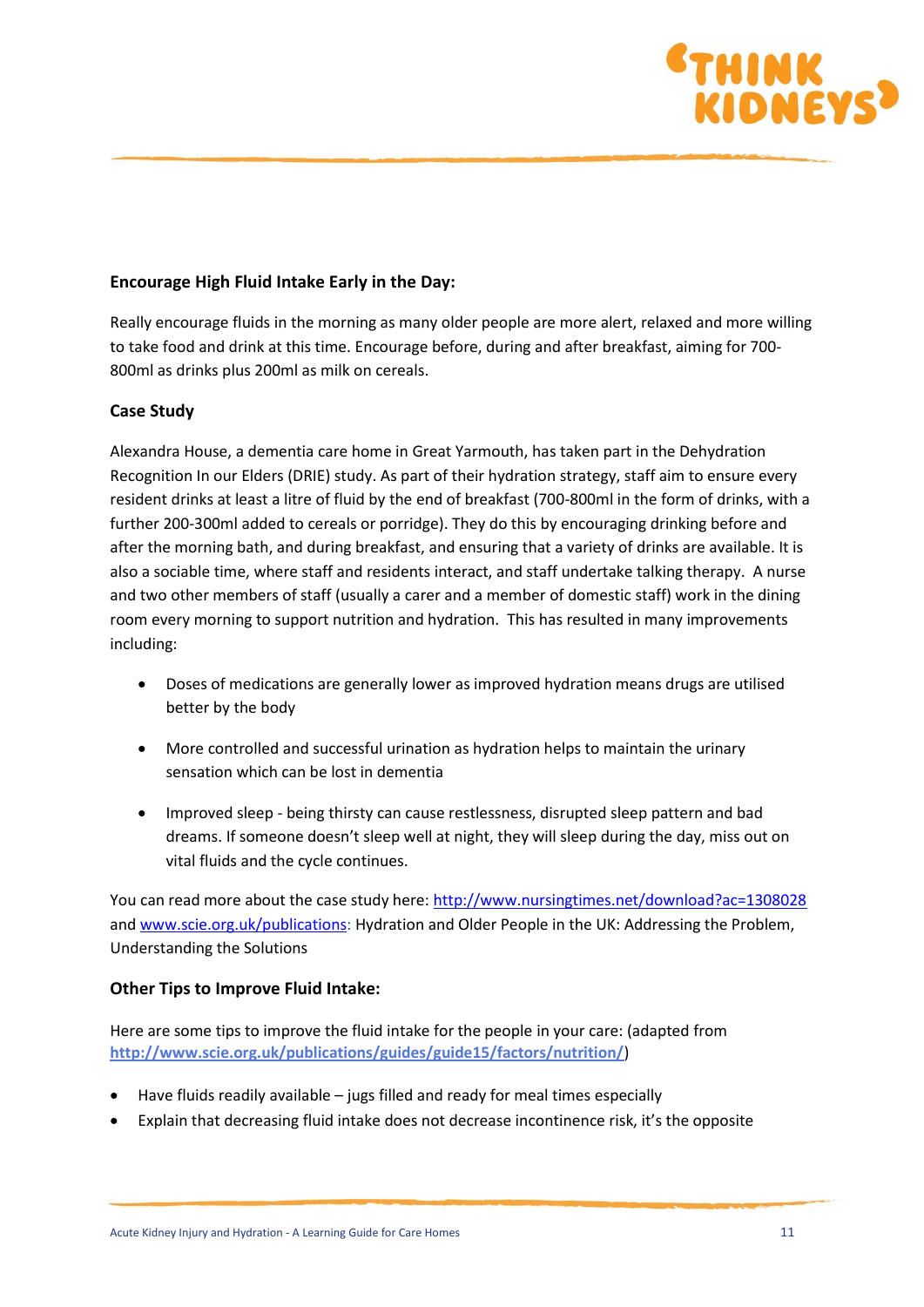### Encourage High Fluid Intake Early in the Day:

Really encourage fluids in the morning as many older people are more alert, relaxed and more willing to take food and drink at this time. Encourage before, during and after breakfast, aiming for 700-800ml as drinks plus 200ml as milk on cereals.

### Case Study

Alexandra House, a dementia care home in Great Yarmouth, has taken part in the Dehydration Recognition In our Elders (DRIE) study. As part of their hydration strategy, staff aim to ensure every resident drinks at least a litre of fluid by the end of breakfast (700-800ml in the form of drinks, with a further 200-300ml added to cereals or porridge). They do this by encouraging drinking before and after the morning bath, and during breakfast, and ensuring that a variety of drinks are available. It is also a sociable time, where staff and residents interact, and staff undertake talking therapy. A nurse and two other members of staff (usually a carer and a member of domestic staff) work in the dining room every morning to support nutrition and hydration. This has resulted in many improvements including:

- Doses of medications are generally lower as improved hydration means drugs are utilised better by the body
- More controlled and successful urination as hydration helps to maintain the urinary sensation which can be lost in dementia
- Improved sleep - being thirsty can cause restlessness, disrupted sleep pattern and bad dreams. If someone doesn't sleep well at night, they will sleep during the day, miss out on vital fluids and the cycle continues.

You can read more about the case study here: [http://www.nursingtimes.net/download?ac=1308028](http://www.nursingtimes.net/download?ac=1308028) and [www.scie.org.uk/publications](http://www.scie.org.uk/publications): Hydration and Older People in the UK: Addressing the Problem, Understanding the Solutions

### Other Tips to Improve Fluid Intake:

Here are some tips to improve the fluid intake for the people in your care: (adapted from **[http://www.scie.org.uk/publications/guides/guide15/factors/nutrition/](http://www.scie.org.uk/publications/guides/guide15/factors/nutrition/)**)

- Have fluids readily available – jugs filled and ready for meal times especially
- Explain that decreasing fluid intake does not decrease incontinence risk, it's the opposite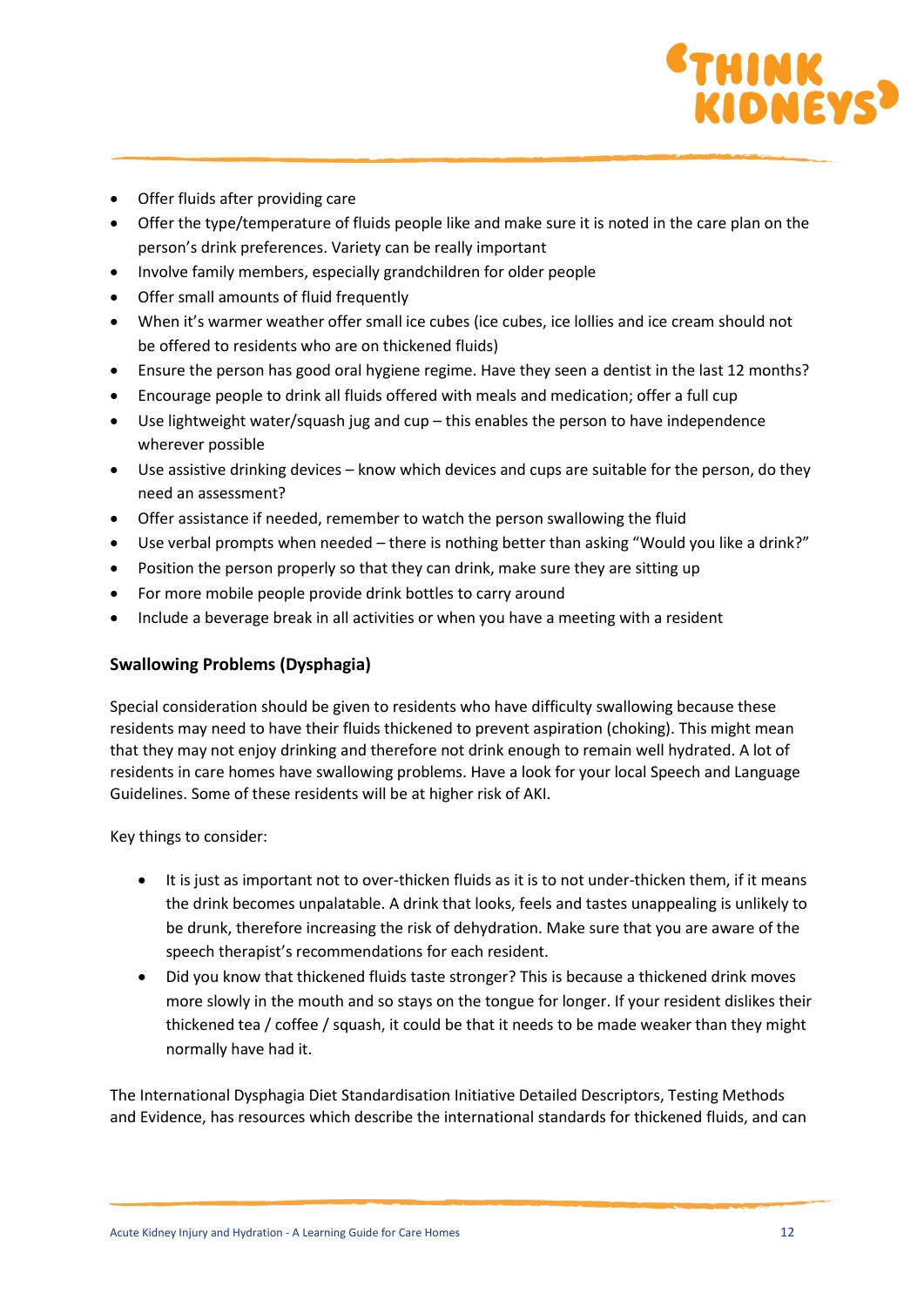- Offer fluids after providing care
- Offer the type/temperature of fluids people like and make sure it is noted in the care plan on the person's drink preferences. Variety can be really important
- Involve family members, especially grandchildren for older people
- Offer small amounts of fluid frequently
- When it's warmer weather offer small ice cubes (ice cubes, ice lollies and ice cream should not be offered to residents who are on thickened fluids)
- Ensure the person has good oral hygiene regime. Have they seen a dentist in the last 12 months?
- Encourage people to drink all fluids offered with meals and medication; offer a full cup
- Use lightweight water/squash jug and cup – this enables the person to have independence wherever possible
- Use assistive drinking devices – know which devices and cups are suitable for the person, do they need an assessment?
- Offer assistance if needed, remember to watch the person swallowing the fluid
- Use verbal prompts when needed – there is nothing better than asking "Would you like a drink?"
- Position the person properly so that they can drink, make sure they are sitting up
- For more mobile people provide drink bottles to carry around
- Include a beverage break in all activities or when you have a meeting with a resident

## Swallowing Problems (Dysphagia)

Special consideration should be given to residents who have difficulty swallowing because these residents may need to have their fluids thickened to prevent aspiration (choking). This might mean that they may not enjoy drinking and therefore not drink enough to remain well hydrated. A lot of residents in care homes have swallowing problems. Have a look for your local Speech and Language Guidelines. Some of these residents will be at higher risk of AKI.

Key things to consider:

- It is just as important not to over-thicken fluids as it is to not under-thicken them, if it means the drink becomes unpalatable. A drink that looks, feels and tastes unappealing is unlikely to be drunk, therefore increasing the risk of dehydration. Make sure that you are aware of the speech therapist's recommendations for each resident.
- Did you know that thickened fluids taste stronger? This is because a thickened drink moves more slowly in the mouth and so stays on the tongue for longer. If your resident dislikes their thickened tea / coffee / squash, it could be that it needs to be made weaker than they might normally have had it.

The International Dysphagia Diet Standardisation Initiative Detailed Descriptors, Testing Methods and Evidence, has resources which describe the international standards for thickened fluids, and can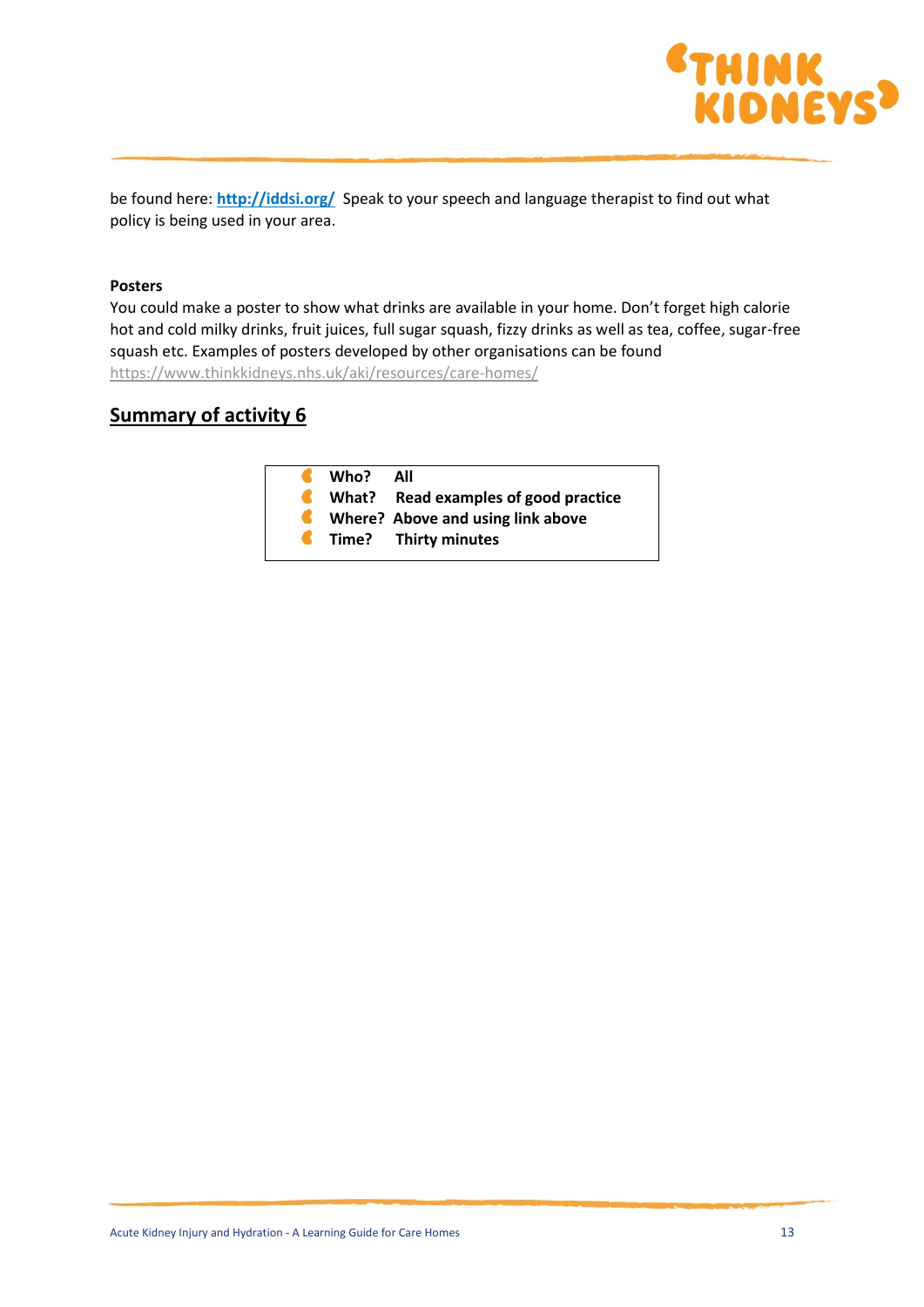be found here: **http://iddsi.org/** Speak to your speech and language therapist to find out what policy is being used in your area.

**Posters**

You could make a poster to show what drinks are available in your home. Don't forget high calorie hot and cold milky drinks, fruit juices, full sugar squash, fizzy drinks as well as tea, coffee, sugar-free squash etc. Examples of posters developed by other organisations can be found https://www.thinkkidneys.nhs.uk/aki/resources/care-homes/

## Summary of activity 6

- **Who?** **All**
- **What?** **Read examples of good practice**
- **Where?** **Above and using link above**
- **Time?** **Thirty minutes**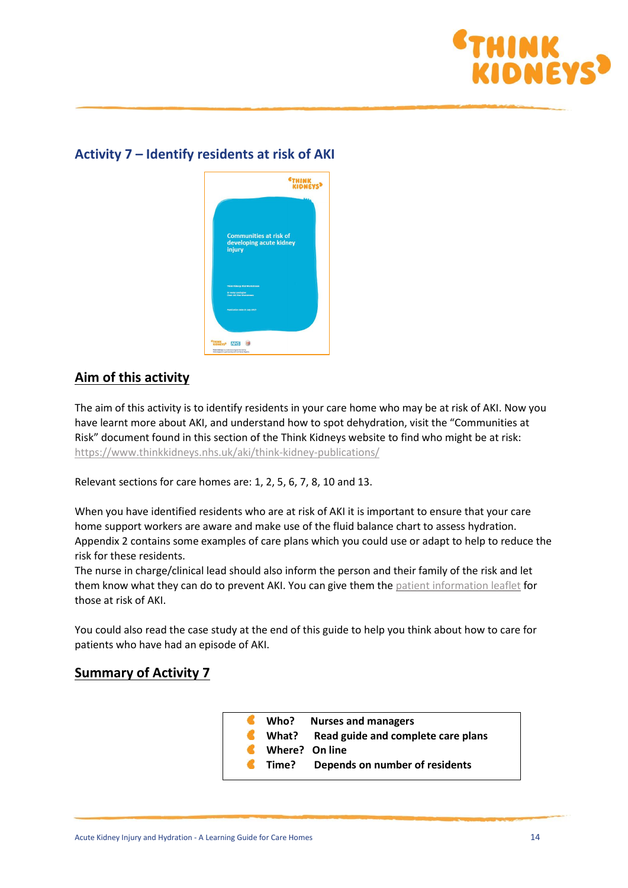## Activity 7 – Identify residents at risk of AKI

### Aim of this activity

The aim of this activity is to identify residents in your care home who may be at risk of AKI. Now you have learnt more about AKI, and understand how to spot dehydration, visit the "Communities at Risk" document found in this section of the Think Kidneys website to find who might be at risk: https://www.thinkkidneys.nhs.uk/aki/think-kidney-publications/

Relevant sections for care homes are: 1, 2, 5, 6, 7, 8, 10 and 13.

When you have identified residents who are at risk of AKI it is important to ensure that your care home support workers are aware and make use of the fluid balance chart to assess hydration. Appendix 2 contains some examples of care plans which you could use or adapt to help to reduce the risk for these residents.

The nurse in charge/clinical lead should also inform the person and their family of the risk and let them know what they can do to prevent AKI. You can give them the patient information leaflet for those at risk of AKI.

You could also read the case study at the end of this guide to help you think about how to care for patients who have had an episode of AKI.

### Summary of Activity 7

- **Who?** **Nurses and managers**
- **What?** **Read guide and complete care plans**
- **Where?** **On line**
- **Time?** **Depends on number of residents**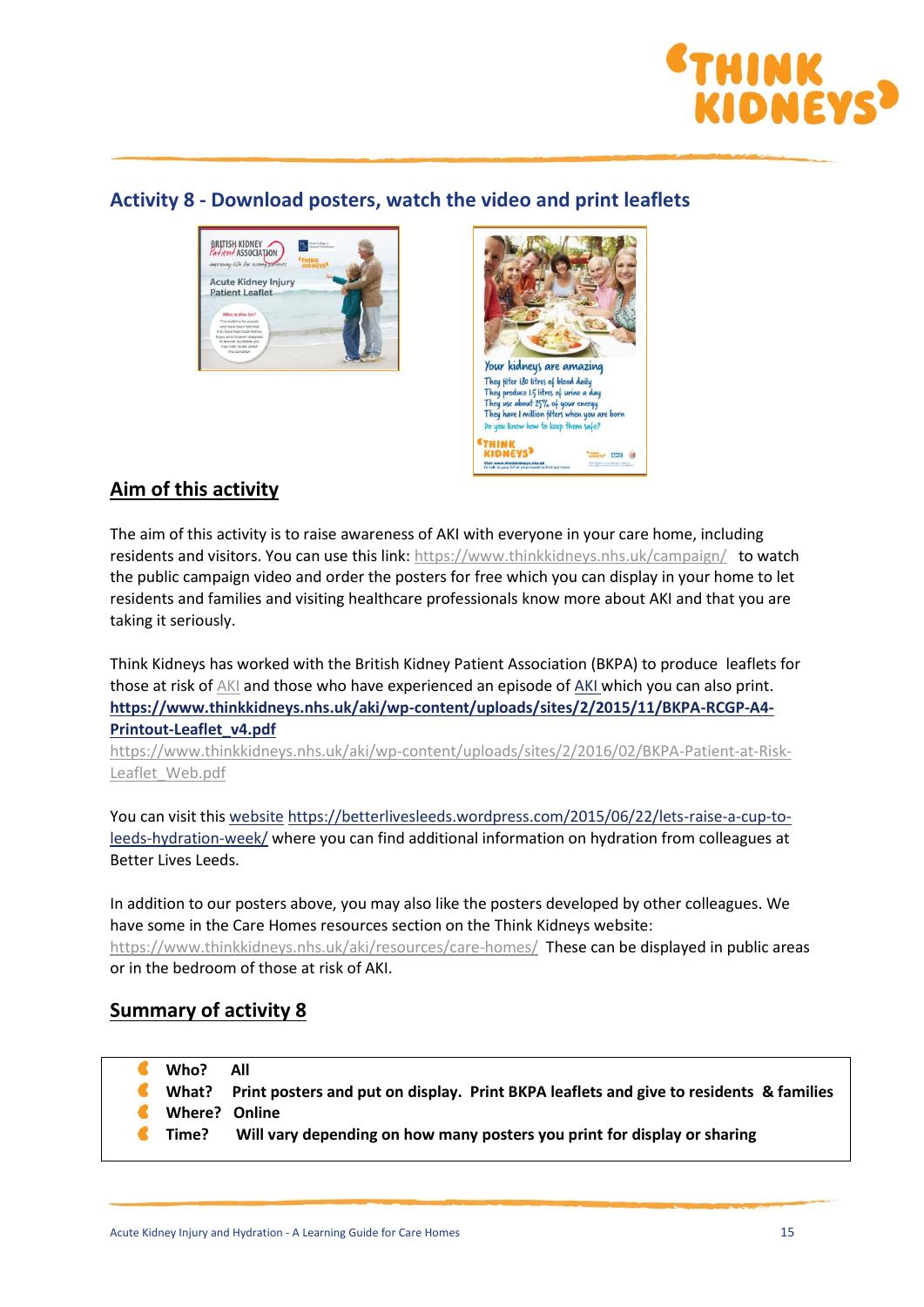## Activity 8 - Download posters, watch the video and print leaflets

### Aim of this activity

The aim of this activity is to raise awareness of AKI with everyone in your care home, including residents and visitors. You can use this link: https://www.thinkkidneys.nhs.uk/campaign/ to watch the public campaign video and order the posters for free which you can display in your home to let residents and families and visiting healthcare professionals know more about AKI and that you are taking it seriously.

Think Kidneys has worked with the British Kidney Patient Association (BKPA) to produce leaflets for those at risk of AKI and those who have experienced an episode of AKI which you can also print.
**https://www.thinkkidneys.nhs.uk/aki/wp-content/uploads/sites/2/2015/11/BKPA-RCGP-A4-Printout-Leaflet_v4.pdf**
https://www.thinkkidneys.nhs.uk/aki/wp-content/uploads/sites/2/2016/02/BKPA-Patient-at-Risk-Leaflet_Web.pdf

You can visit this website https://betterlivesleeds.wordpress.com/2015/06/22/lets-raise-a-cup-to-leeds-hydration-week/ where you can find additional information on hydration from colleagues at Better Lives Leeds.

In addition to our posters above, you may also like the posters developed by other colleagues. We have some in the Care Homes resources section on the Think Kidneys website: https://www.thinkkidneys.nhs.uk/aki/resources/care-homes/ These can be displayed in public areas or in the bedroom of those at risk of AKI.

### Summary of activity 8

- **Who?** **All**
- **What?** **Print posters and put on display. Print BKPA leaflets and give to residents & families**
- **Where?** **Online**
- **Time?** **Will vary depending on how many posters you print for display or sharing**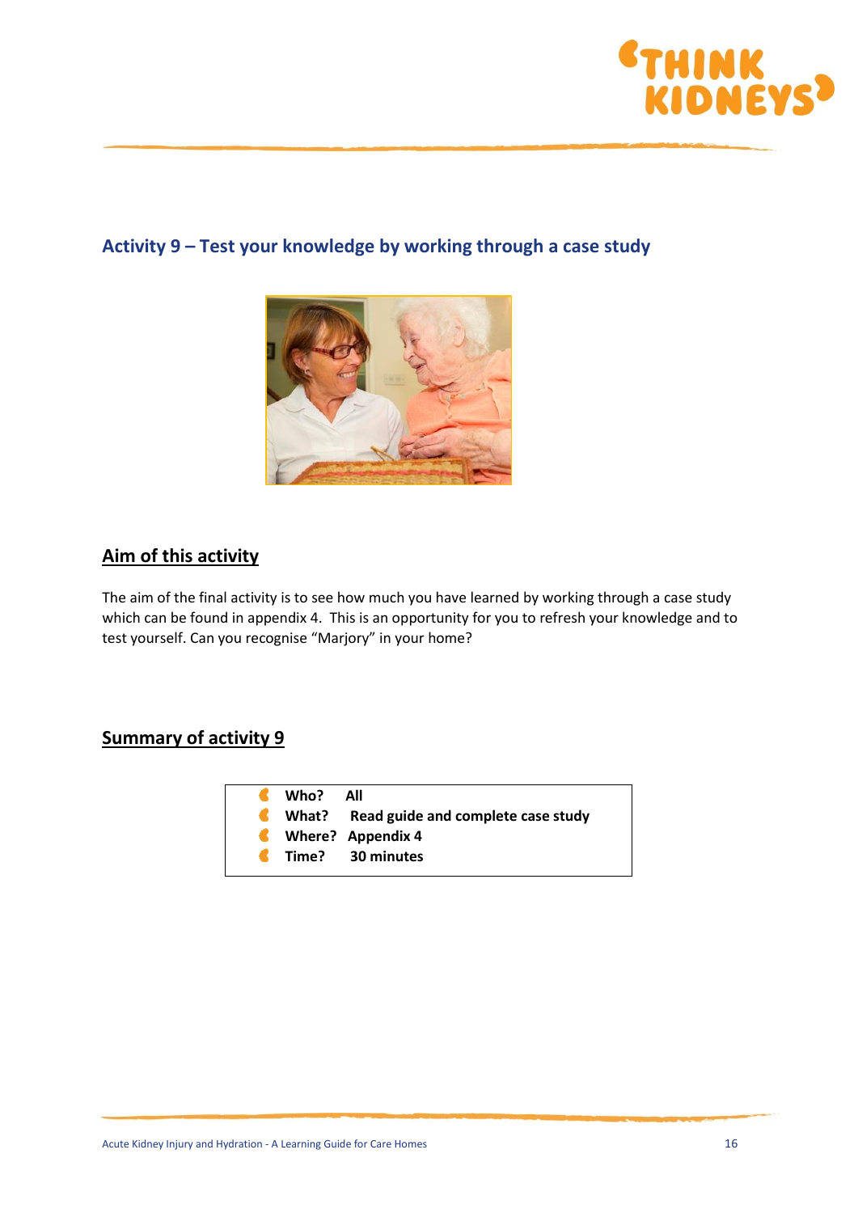## Activity 9 – Test your knowledge by working through a case study

### Aim of this activity

The aim of the final activity is to see how much you have learned by working through a case study which can be found in appendix 4. This is an opportunity for you to refresh your knowledge and to test yourself. Can you recognise "Marjory" in your home?

### Summary of activity 9

- **Who?** **All**
- **What?** **Read guide and complete case study**
- **Where?** **Appendix 4**
- **Time?** **30 minutes**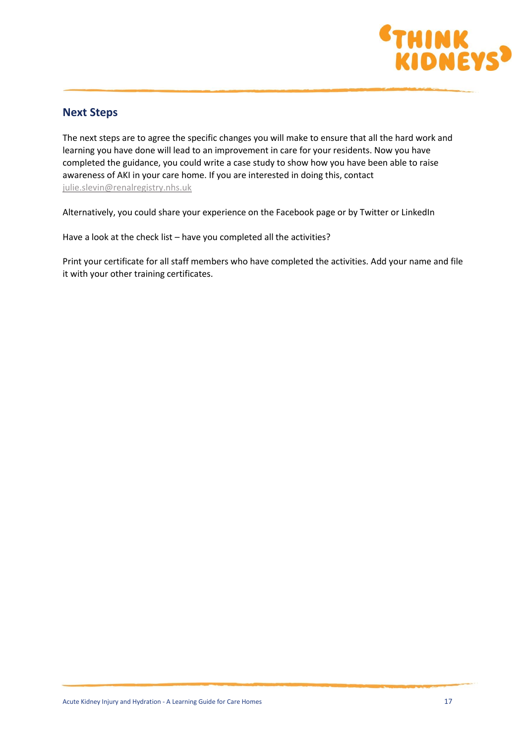## Next Steps

The next steps are to agree the specific changes you will make to ensure that all the hard work and learning you have done will lead to an improvement in care for your residents. Now you have completed the guidance, you could write a case study to show how you have been able to raise awareness of AKI in your care home. If you are interested in doing this, contact julie.slevin@renalregistry.nhs.uk

Alternatively, you could share your experience on the Facebook page or by Twitter or LinkedIn

Have a look at the check list – have you completed all the activities?

Print your certificate for all staff members who have completed the activities. Add your name and file it with your other training certificates.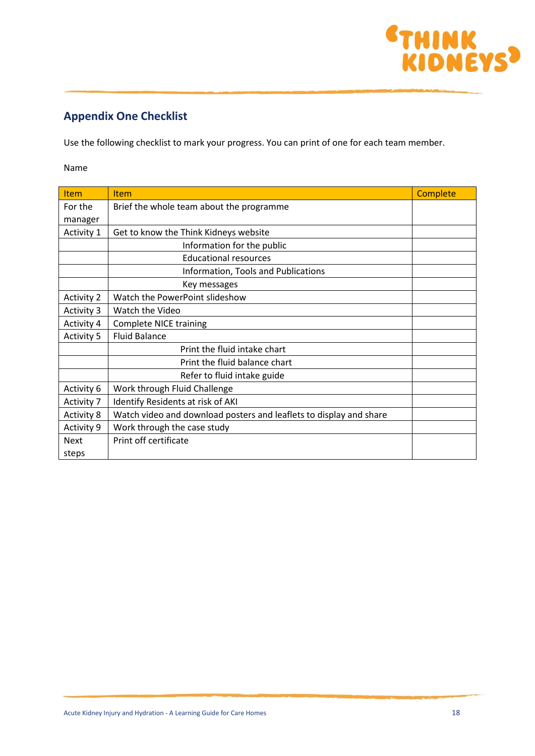## Appendix One Checklist

Use the following checklist to mark your progress. You can print of one for each team member.

Name

| Item | Item | Complete |
|---|---|---|
| For the manager | Brief the whole team about the programme | |
| Activity 1 | Get to know the Think Kidneys website | |
| | Information for the public | |
| | Educational resources | |
| | Information, Tools and Publications | |
| | Key messages | |
| Activity 2 | Watch the PowerPoint slideshow | |
| Activity 3 | Watch the Video | |
| Activity 4 | Complete NICE training | |
| Activity 5 | Fluid Balance | |
| | Print the fluid intake chart | |
| | Print the fluid balance chart | |
| | Refer to fluid intake guide | |
| Activity 6 | Work through Fluid Challenge | |
| Activity 7 | Identify Residents at risk of AKI | |
| Activity 8 | Watch video and download posters and leaflets to display and share | |
| Activity 9 | Work through the case study | |
| Next steps | Print off certificate | |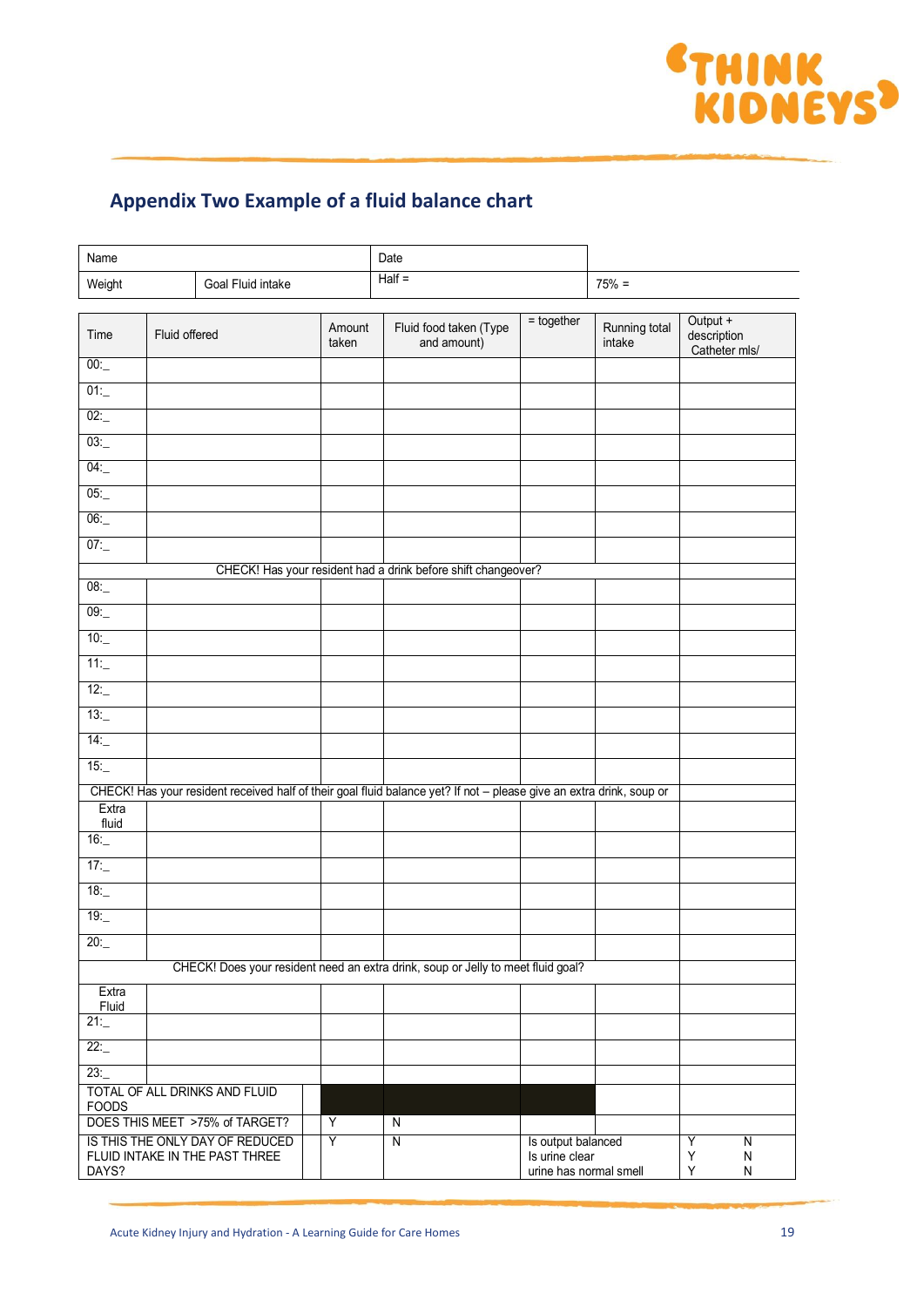## Appendix Two Example of a fluid balance chart

| Name | | Date | |
|---|---|---|---|
| Weight | Goal Fluid intake | Half = | 75% = |

| Time | Fluid offered | Amount taken | Fluid food taken (Type and amount) | = together | Running total intake | Output + description Catheter mls/ |
|---|---|---|---|---|---|---|
| 00:_ | | | | | | |
| 01:_ | | | | | | |
| 02:_ | | | | | | |
| 03:_ | | | | | | |
| 04:_ | | | | | | |
| 05:_ | | | | | | |
| 06:_ | | | | | | |
| 07:_ | | | | | | |
| CHECK! Has your resident had a drink before shift changeover? | | | | | | |
| 08:_ | | | | | | |
| 09:_ | | | | | | |
| 10:_ | | | | | | |
| 11:_ | | | | | | |
| 12:_ | | | | | | |
| 13:_ | | | | | | |
| 14:_ | | | | | | |
| 15:_ | | | | | | |
| CHECK! Has your resident received half of their goal fluid balance yet? If not – please give an extra drink, soup or | | | | | | |
| Extra fluid | | | | | | |
| 16:_ | | | | | | |
| 17:_ | | | | | | |
| 18:_ | | | | | | |
| 19:_ | | | | | | |
| 20:_ | | | | | | |
| CHECK! Does your resident need an extra drink, soup or Jelly to meet fluid goal? | | | | | | |
| Extra Fluid | | | | | | |
| 21:_ | | | | | | |
| 22:_ | | | | | | |
| 23:_ | | | | | | |
| TOTAL OF ALL DRINKS AND FLUID FOODS | | | | | | |
| DOES THIS MEET >75% of TARGET? | | Y | N | | | |
| IS THIS THE ONLY DAY OF REDUCED FLUID INTAKE IN THE PAST THREE DAYS? | | Y | N | Is output balanced<br>Is urine clear<br>urine has normal smell | | Y N<br>Y N<br>Y N |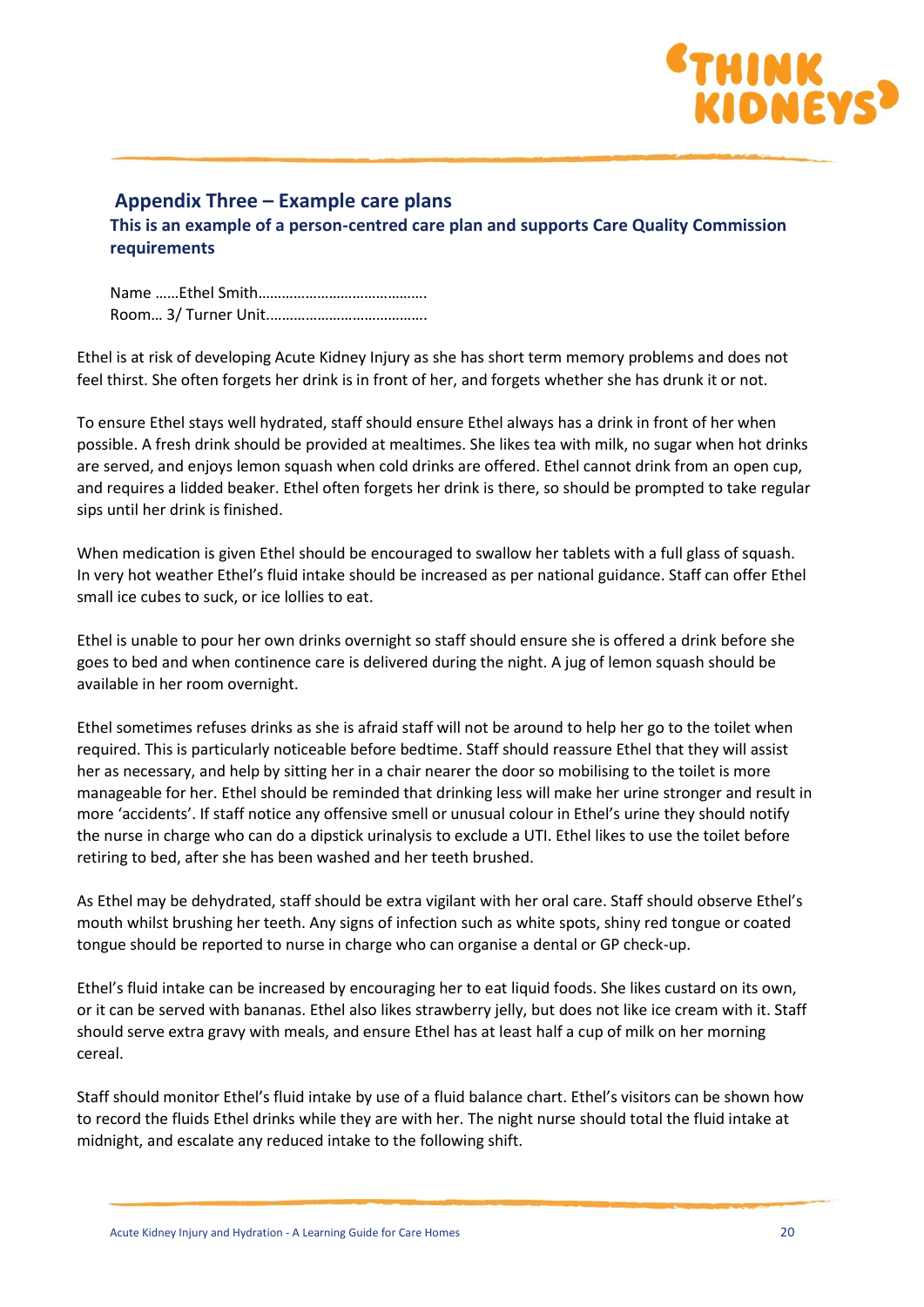## Appendix Three – Example care plans

### This is an example of a person-centred care plan and supports Care Quality Commission requirements

Name ……Ethel Smith…………………………………….
Room… 3/ Turner Unit………………………………….

Ethel is at risk of developing Acute Kidney Injury as she has short term memory problems and does not feel thirst. She often forgets her drink is in front of her, and forgets whether she has drunk it or not.

To ensure Ethel stays well hydrated, staff should ensure Ethel always has a drink in front of her when possible. A fresh drink should be provided at mealtimes. She likes tea with milk, no sugar when hot drinks are served, and enjoys lemon squash when cold drinks are offered. Ethel cannot drink from an open cup, and requires a lidded beaker. Ethel often forgets her drink is there, so should be prompted to take regular sips until her drink is finished.

When medication is given Ethel should be encouraged to swallow her tablets with a full glass of squash. In very hot weather Ethel's fluid intake should be increased as per national guidance. Staff can offer Ethel small ice cubes to suck, or ice lollies to eat.

Ethel is unable to pour her own drinks overnight so staff should ensure she is offered a drink before she goes to bed and when continence care is delivered during the night. A jug of lemon squash should be available in her room overnight.

Ethel sometimes refuses drinks as she is afraid staff will not be around to help her go to the toilet when required. This is particularly noticeable before bedtime. Staff should reassure Ethel that they will assist her as necessary, and help by sitting her in a chair nearer the door so mobilising to the toilet is more manageable for her. Ethel should be reminded that drinking less will make her urine stronger and result in more 'accidents'. If staff notice any offensive smell or unusual colour in Ethel's urine they should notify the nurse in charge who can do a dipstick urinalysis to exclude a UTI. Ethel likes to use the toilet before retiring to bed, after she has been washed and her teeth brushed.

As Ethel may be dehydrated, staff should be extra vigilant with her oral care. Staff should observe Ethel's mouth whilst brushing her teeth. Any signs of infection such as white spots, shiny red tongue or coated tongue should be reported to nurse in charge who can organise a dental or GP check-up.

Ethel's fluid intake can be increased by encouraging her to eat liquid foods. She likes custard on its own, or it can be served with bananas. Ethel also likes strawberry jelly, but does not like ice cream with it. Staff should serve extra gravy with meals, and ensure Ethel has at least half a cup of milk on her morning cereal.

Staff should monitor Ethel's fluid intake by use of a fluid balance chart. Ethel's visitors can be shown how to record the fluids Ethel drinks while they are with her. The night nurse should total the fluid intake at midnight, and escalate any reduced intake to the following shift.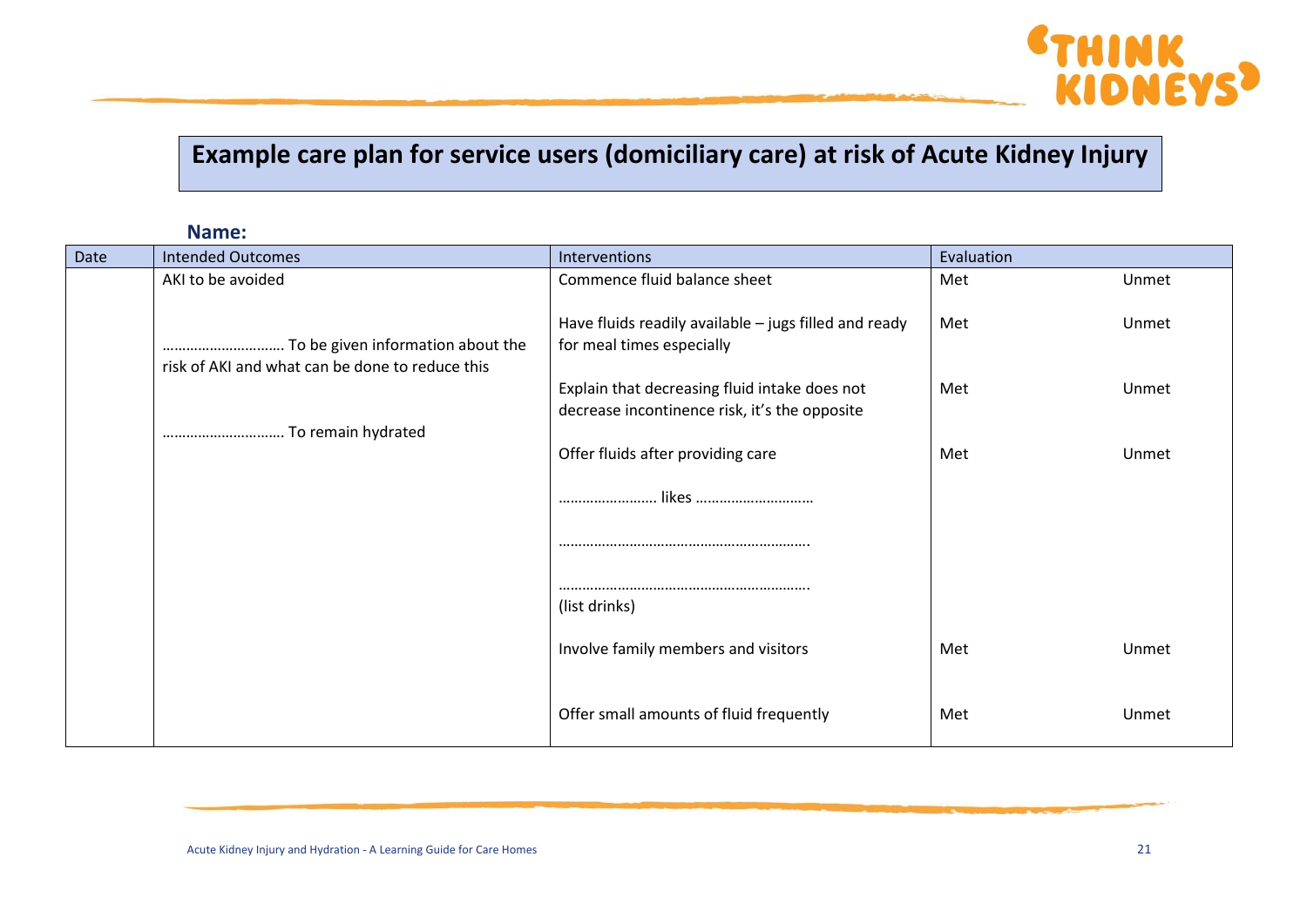# Example care plan for service users (domiciliary care) at risk of Acute Kidney Injury

**Name:**

| Date | Intended Outcomes | Interventions | Evaluation | |
|---|---|---|---|---|
| | AKI to be avoided | Commence fluid balance sheet | Met | Unmet |
| | ………………………… To be given information about the risk of AKI and what can be done to reduce this | Have fluids readily available – jugs filled and ready for meal times especially | Met | Unmet |
| | | Explain that decreasing fluid intake does not decrease incontinence risk, it's the opposite | Met | Unmet |
| | ………………………… To remain hydrated | Offer fluids after providing care | Met | Unmet |
| | | ……………………. likes ………………………… | | |
| | | ………………………………………………………. | | |
| | | ………………………………………………………. (list drinks) | | |
| | | Involve family members and visitors | Met | Unmet |
| | | Offer small amounts of fluid frequently | Met | Unmet |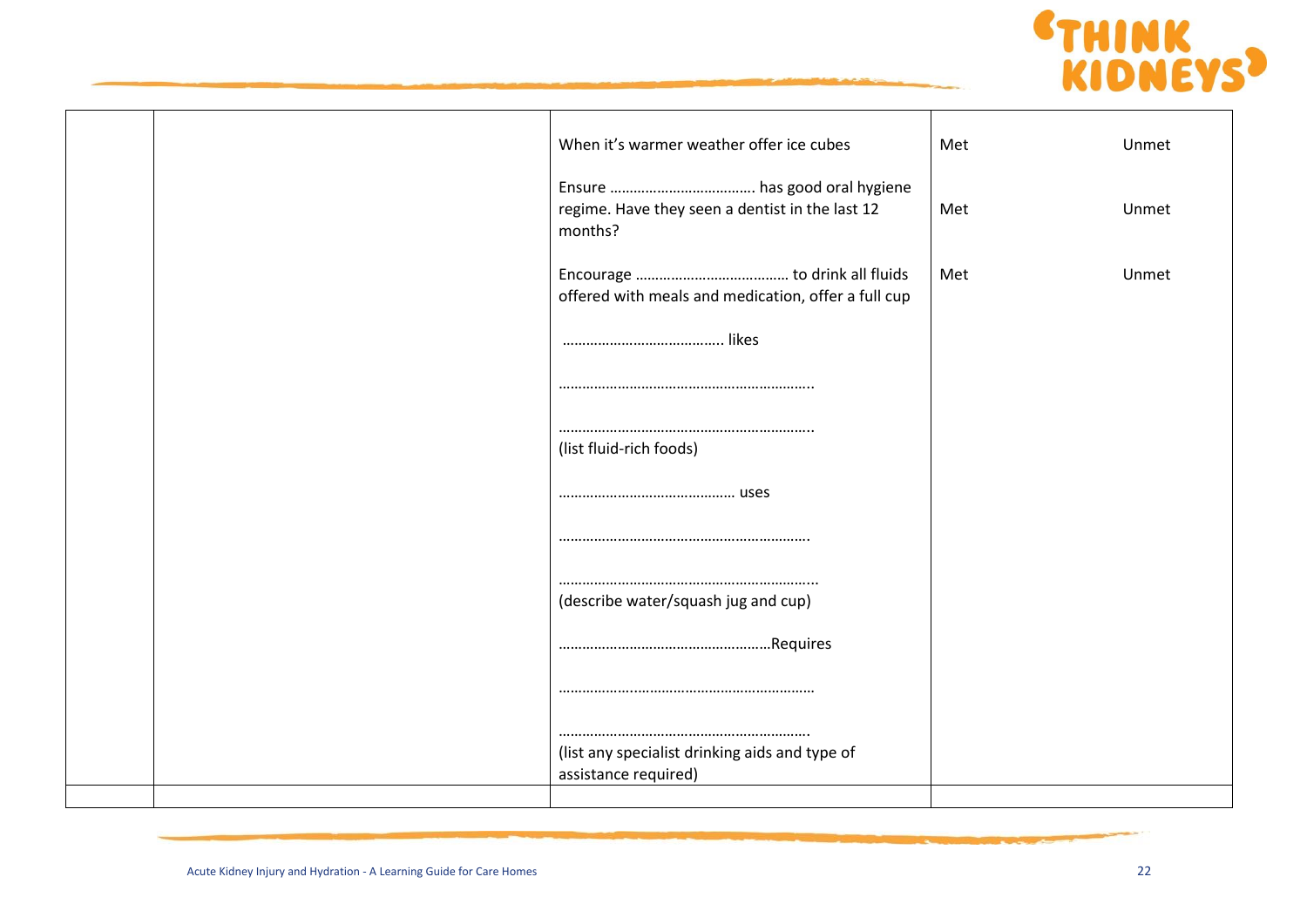| | | | |
|---|---|---|---|
| | | When it's warmer weather offer ice cubes<br><br>Ensure ………………………………. has good oral hygiene regime. Have they seen a dentist in the last 12 months?<br><br>Encourage ………………………………… to drink all fluids offered with meals and medication, offer a full cup<br><br>………………………………….. likes<br><br>………………………………………………………..<br><br>………………………………………………………..<br>(list fluid-rich foods)<br><br>……………………………………… uses<br><br>……………………………………………………….<br><br>………………………………………………………...<br>(describe water/squash jug and cup)<br><br>………………………………………………Requires<br><br>………………………………………………………<br><br>……………………………………………………….<br>(list any specialist drinking aids and type of assistance required) | Met Unmet<br><br>Met Unmet<br><br>Met Unmet |
| | | | |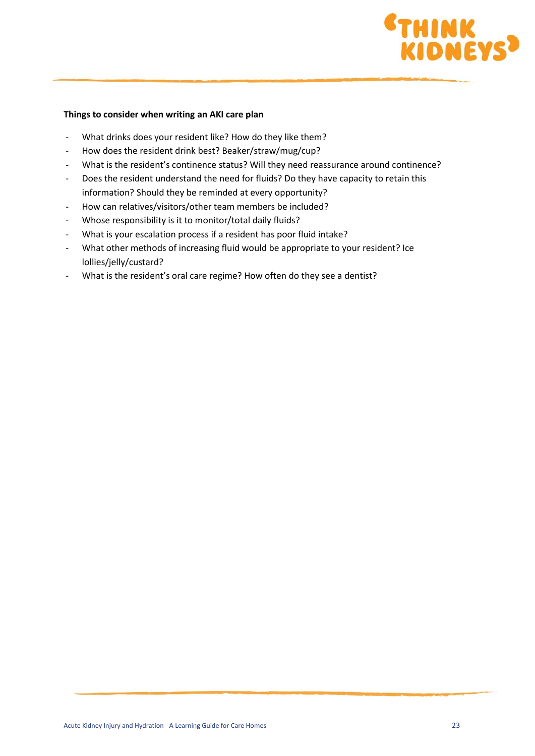**Things to consider when writing an AKI care plan**

- What drinks does your resident like? How do they like them?
- How does the resident drink best? Beaker/straw/mug/cup?
- What is the resident's continence status? Will they need reassurance around continence?
- Does the resident understand the need for fluids? Do they have capacity to retain this information? Should they be reminded at every opportunity?
- How can relatives/visitors/other team members be included?
- Whose responsibility is it to monitor/total daily fluids?
- What is your escalation process if a resident has poor fluid intake?
- What other methods of increasing fluid would be appropriate to your resident? Ice lollies/jelly/custard?
- What is the resident's oral care regime? How often do they see a dentist?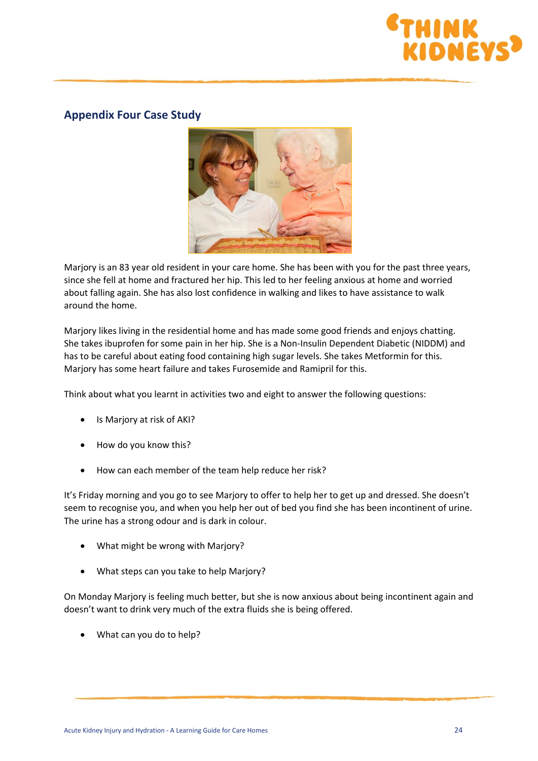## Appendix Four Case Study

Marjory is an 83 year old resident in your care home. She has been with you for the past three years, since she fell at home and fractured her hip. This led to her feeling anxious at home and worried about falling again. She has also lost confidence in walking and likes to have assistance to walk around the home.

Marjory likes living in the residential home and has made some good friends and enjoys chatting. She takes ibuprofen for some pain in her hip. She is a Non-Insulin Dependent Diabetic (NIDDM) and has to be careful about eating food containing high sugar levels. She takes Metformin for this. Marjory has some heart failure and takes Furosemide and Ramipril for this.

Think about what you learnt in activities two and eight to answer the following questions:

- Is Marjory at risk of AKI?
- How do you know this?
- How can each member of the team help reduce her risk?

It's Friday morning and you go to see Marjory to offer to help her to get up and dressed. She doesn't seem to recognise you, and when you help her out of bed you find she has been incontinent of urine. The urine has a strong odour and is dark in colour.

- What might be wrong with Marjory?
- What steps can you take to help Marjory?

On Monday Marjory is feeling much better, but she is now anxious about being incontinent again and doesn't want to drink very much of the extra fluids she is being offered.

- What can you do to help?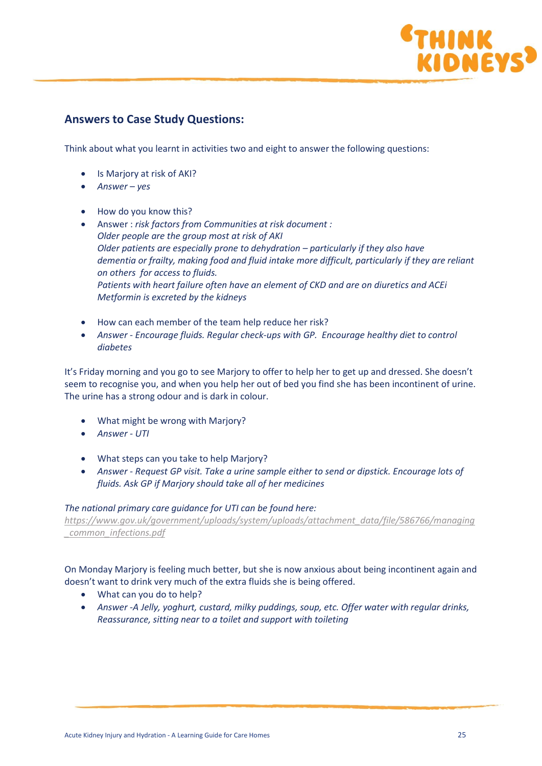## Answers to Case Study Questions:

Think about what you learnt in activities two and eight to answer the following questions:

- Is Marjory at risk of AKI?
- *Answer – yes*

- How do you know this?
- Answer : *risk factors from Communities at risk document :*
  *Older people are the group most at risk of AKI*
  *Older patients are especially prone to dehydration – particularly if they also have dementia or frailty, making food and fluid intake more difficult, particularly if they are reliant on others for access to fluids.*
  *Patients with heart failure often have an element of CKD and are on diuretics and ACEi*
  *Metformin is excreted by the kidneys*

- How can each member of the team help reduce her risk?
- *Answer - Encourage fluids. Regular check-ups with GP. Encourage healthy diet to control diabetes*

It's Friday morning and you go to see Marjory to offer to help her to get up and dressed. She doesn't seem to recognise you, and when you help her out of bed you find she has been incontinent of urine. The urine has a strong odour and is dark in colour.

- What might be wrong with Marjory?
- *Answer - UTI*

- What steps can you take to help Marjory?
- *Answer - Request GP visit. Take a urine sample either to send or dipstick. Encourage lots of fluids. Ask GP if Marjory should take all of her medicines*

*The national primary care guidance for UTI can be found here:*
https://www.gov.uk/government/uploads/system/uploads/attachment_data/file/586766/managing_common_infections.pdf

On Monday Marjory is feeling much better, but she is now anxious about being incontinent again and doesn't want to drink very much of the extra fluids she is being offered.

- What can you do to help?
- *Answer -A Jelly, yoghurt, custard, milky puddings, soup, etc. Offer water with regular drinks, Reassurance, sitting near to a toilet and support with toileting*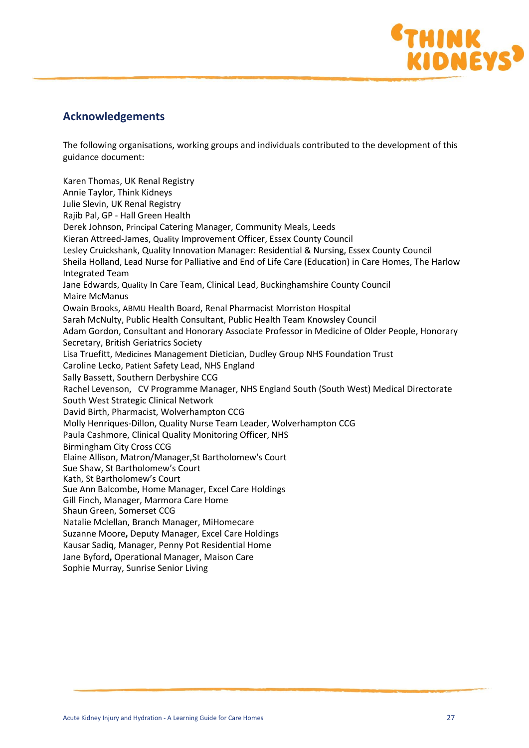## Acknowledgements

The following organisations, working groups and individuals contributed to the development of this guidance document:

Karen Thomas, UK Renal Registry  
Annie Taylor, Think Kidneys  
Julie Slevin, UK Renal Registry  
Rajib Pal, GP - Hall Green Health  
Derek Johnson, Principal Catering Manager, Community Meals, Leeds  
Kieran Attreed-James, Quality Improvement Officer, Essex County Council  
Lesley Cruickshank, Quality Innovation Manager: Residential & Nursing, Essex County Council  
Sheila Holland, Lead Nurse for Palliative and End of Life Care (Education) in Care Homes, The Harlow Integrated Team  
Jane Edwards, Quality In Care Team, Clinical Lead, Buckinghamshire County Council  
Maire McManus  
Owain Brooks, ABMU Health Board, Renal Pharmacist Morriston Hospital  
Sarah McNulty, Public Health Consultant, Public Health Team Knowsley Council  
Adam Gordon, Consultant and Honorary Associate Professor in Medicine of Older People, Honorary Secretary, British Geriatrics Society  
Lisa Truefitt, Medicines Management Dietician, Dudley Group NHS Foundation Trust  
Caroline Lecko, Patient Safety Lead, NHS England  
Sally Bassett, Southern Derbyshire CCG  
Rachel Levenson, CV Programme Manager, NHS England South (South West) Medical Directorate South West Strategic Clinical Network  
David Birth, Pharmacist, Wolverhampton CCG  
Molly Henriques-Dillon, Quality Nurse Team Leader, Wolverhampton CCG  
Paula Cashmore, Clinical Quality Monitoring Officer, NHS Birmingham City Cross CCG  
Elaine Allison, Matron/Manager,St Bartholomew's Court  
Sue Shaw, St Bartholomew's Court  
Kath, St Bartholomew's Court  
Sue Ann Balcombe, Home Manager, Excel Care Holdings  
Gill Finch, Manager, Marmora Care Home  
Shaun Green, Somerset CCG  
Natalie Mclellan, Branch Manager, MiHomecare  
Suzanne Moore, Deputy Manager, Excel Care Holdings  
Kausar Sadiq, Manager, Penny Pot Residential Home  
Jane Byford, Operational Manager, Maison Care  
Sophie Murray, Sunrise Senior Living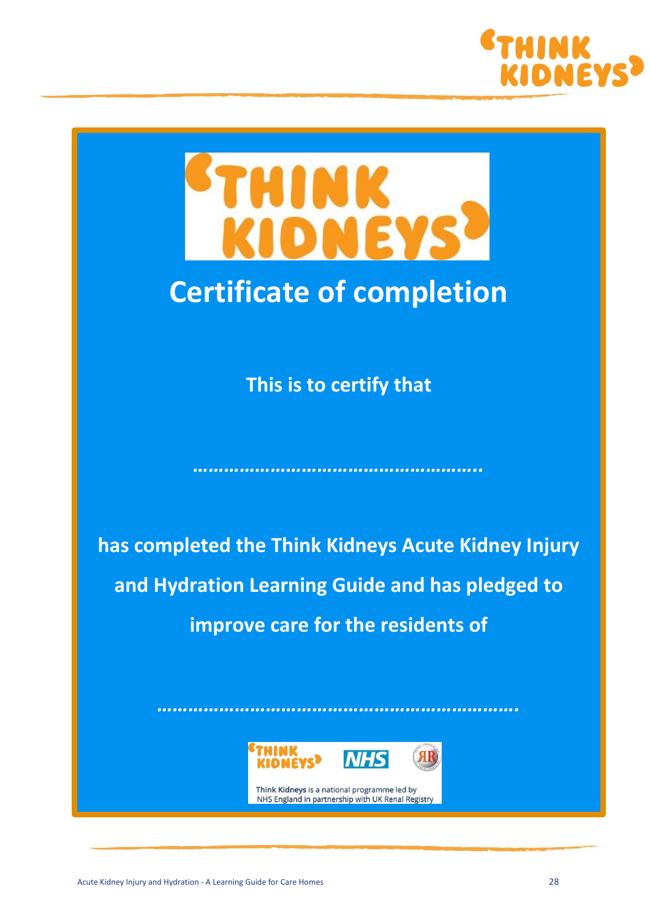THINK KIDNEYS

# Certificate of completion

**This is to certify that**

*………………………………………………..*

**has completed the Think Kidneys Acute Kidney Injury and Hydration Learning Guide and has pledged to improve care for the residents of**

*………………………………………………………………..*

THINK KIDNEYS NHS

**Think Kidneys** is a national programme led by NHS England in partnership with UK Renal Registry